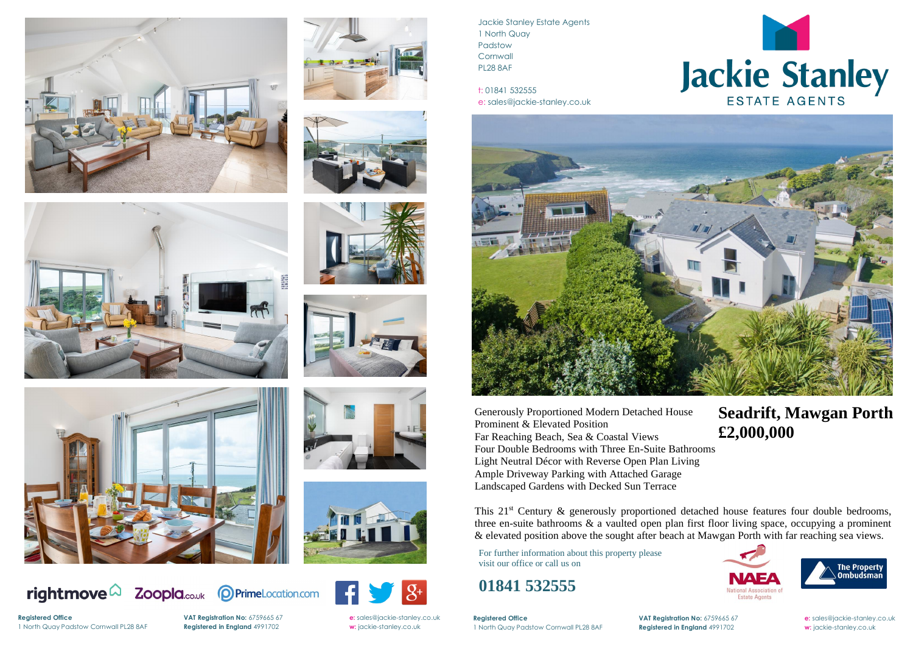Jackie Stanley Estate Agents
1 North Quay
Padstow
Cornwall
PL28 8AF

t: 01841 532555
e: sales@jackie-stanley.co.uk

Jackie Stanley
ESTATE AGENTS

# Seadrift, Mawgan Porth
## £2,000,000

Generously Proportioned Modern Detached House
Prominent & Elevated Position
Far Reaching Beach, Sea & Coastal Views
Four Double Bedrooms with Three En-Suite Bathrooms
Light Neutral Décor with Reverse Open Plan Living
Ample Driveway Parking with Attached Garage
Landscaped Gardens with Decked Sun Terrace

This 21st Century & generously proportioned detached house features four double bedrooms, three en-suite bathrooms & a vaulted open plan first floor living space, occupying a prominent & elevated position above the sought after beach at Mawgan Porth with far reaching sea views.

For further information about this property please visit our office or call us on

**01841 532555**

NAEA National Association of Estate Agents

The Property Ombudsman

rightmove Zoopla.co.uk PrimeLocation.com

**Registered Office**
1 North Quay Padstow Cornwall PL28 8AF

**VAT Registration No:** 6759665 67
**Registered in England** 4991702

**e:** sales@jackie-stanley.co.uk
**w:** jackie-stanley.co.uk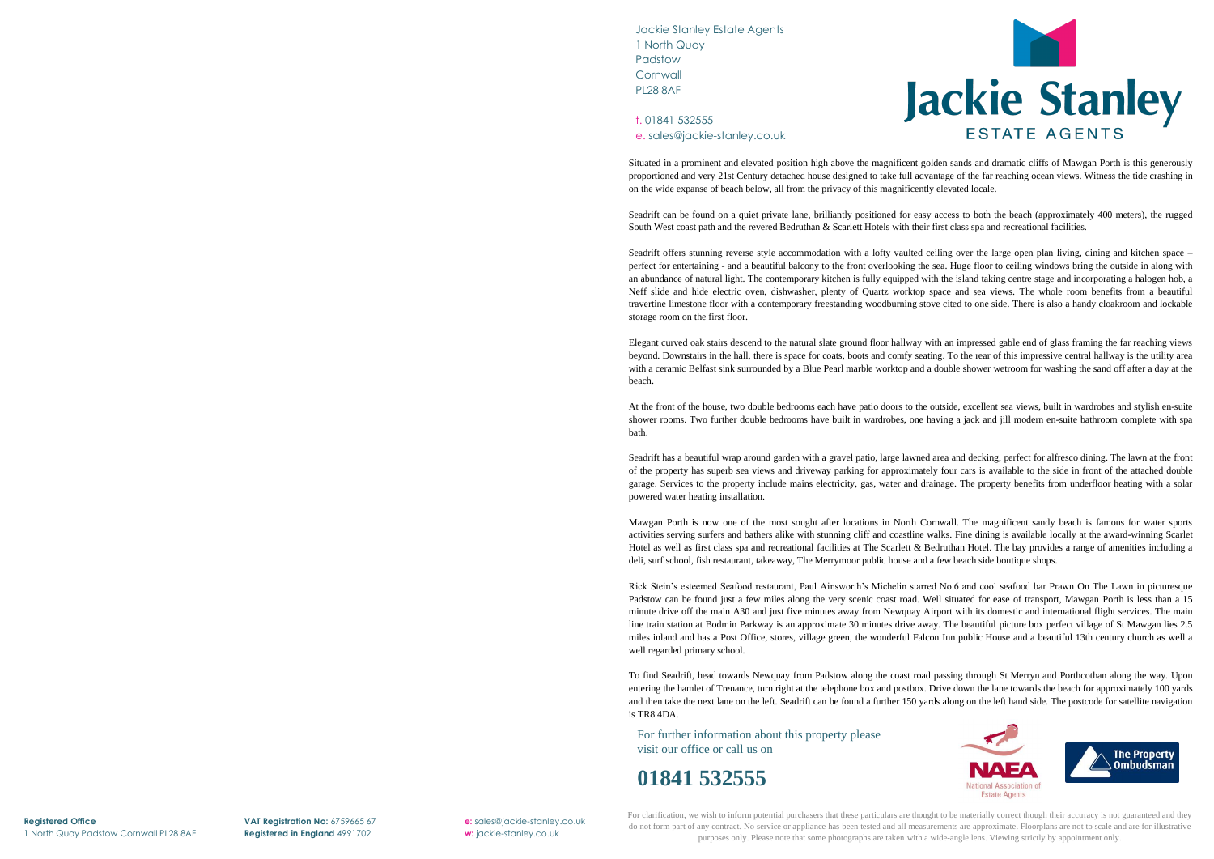Jackie Stanley Estate Agents
1 North Quay
Padstow
Cornwall
PL28 8AF

t. 01841 532555
e. sales@jackie-stanley.co.uk

Jackie Stanley
ESTATE AGENTS

Situated in a prominent and elevated position high above the magnificent golden sands and dramatic cliffs of Mawgan Porth is this generously proportioned and very 21st Century detached house designed to take full advantage of the far reaching ocean views. Witness the tide crashing in on the wide expanse of beach below, all from the privacy of this magnificently elevated locale.

Seadrift can be found on a quiet private lane, brilliantly positioned for easy access to both the beach (approximately 400 meters), the rugged South West coast path and the revered Bedruthan & Scarlett Hotels with their first class spa and recreational facilities.

Seadrift offers stunning reverse style accommodation with a lofty vaulted ceiling over the large open plan living, dining and kitchen space – perfect for entertaining - and a beautiful balcony to the front overlooking the sea. Huge floor to ceiling windows bring the outside in along with an abundance of natural light. The contemporary kitchen is fully equipped with the island taking centre stage and incorporating a halogen hob, a Neff slide and hide electric oven, dishwasher, plenty of Quartz worktop space and sea views. The whole room benefits from a beautiful travertine limestone floor with a contemporary freestanding woodburning stove cited to one side. There is also a handy cloakroom and lockable storage room on the first floor.

Elegant curved oak stairs descend to the natural slate ground floor hallway with an impressed gable end of glass framing the far reaching views beyond. Downstairs in the hall, there is space for coats, boots and comfy seating. To the rear of this impressive central hallway is the utility area with a ceramic Belfast sink surrounded by a Blue Pearl marble worktop and a double shower wetroom for washing the sand off after a day at the beach.

At the front of the house, two double bedrooms each have patio doors to the outside, excellent sea views, built in wardrobes and stylish en-suite shower rooms. Two further double bedrooms have built in wardrobes, one having a jack and jill modern en-suite bathroom complete with spa bath.

Seadrift has a beautiful wrap around garden with a gravel patio, large lawned area and decking, perfect for alfresco dining. The lawn at the front of the property has superb sea views and driveway parking for approximately four cars is available to the side in front of the attached double garage. Services to the property include mains electricity, gas, water and drainage. The property benefits from underfloor heating with a solar powered water heating installation.

Mawgan Porth is now one of the most sought after locations in North Cornwall. The magnificent sandy beach is famous for water sports activities serving surfers and bathers alike with stunning cliff and coastline walks. Fine dining is available locally at the award-winning Scarlet Hotel as well as first class spa and recreational facilities at The Scarlett & Bedruthan Hotel. The bay provides a range of amenities including a deli, surf school, fish restaurant, takeaway, The Merrymoor public house and a few beach side boutique shops.

Rick Stein's esteemed Seafood restaurant, Paul Ainsworth's Michelin starred No.6 and cool seafood bar Prawn On The Lawn in picturesque Padstow can be found just a few miles along the very scenic coast road. Well situated for ease of transport, Mawgan Porth is less than a 15 minute drive off the main A30 and just five minutes away from Newquay Airport with its domestic and international flight services. The main line train station at Bodmin Parkway is an approximate 30 minutes drive away. The beautiful picture box perfect village of St Mawgan lies 2.5 miles inland and has a Post Office, stores, village green, the wonderful Falcon Inn public House and a beautiful 13th century church as well a well regarded primary school.

To find Seadrift, head towards Newquay from Padstow along the coast road passing through St Merryn and Porthcothan along the way. Upon entering the hamlet of Trenance, turn right at the telephone box and postbox. Drive down the lane towards the beach for approximately 100 yards and then take the next lane on the left. Seadrift can be found a further 150 yards along on the left hand side. The postcode for satellite navigation is TR8 4DA.

For further information about this property please visit our office or call us on

**01841 532555**

NAEA National Association of Estate Agents

The Property Ombudsman

**Registered Office**
1 North Quay Padstow Cornwall PL28 8AF

**VAT Registration No:** 6759665 67
**Registered in England** 4991702

**e:** sales@jackie-stanley.co.uk
**w:** jackie-stanley.co.uk

For clarification, we wish to inform potential purchasers that these particulars are thought to be materially correct though their accuracy is not guaranteed and they do not form part of any contract. No service or appliance has been tested and all measurements are approximate. Floorplans are not to scale and are for illustrative purposes only. Please note that some photographs are taken with a wide-angle lens. Viewing strictly by appointment only.